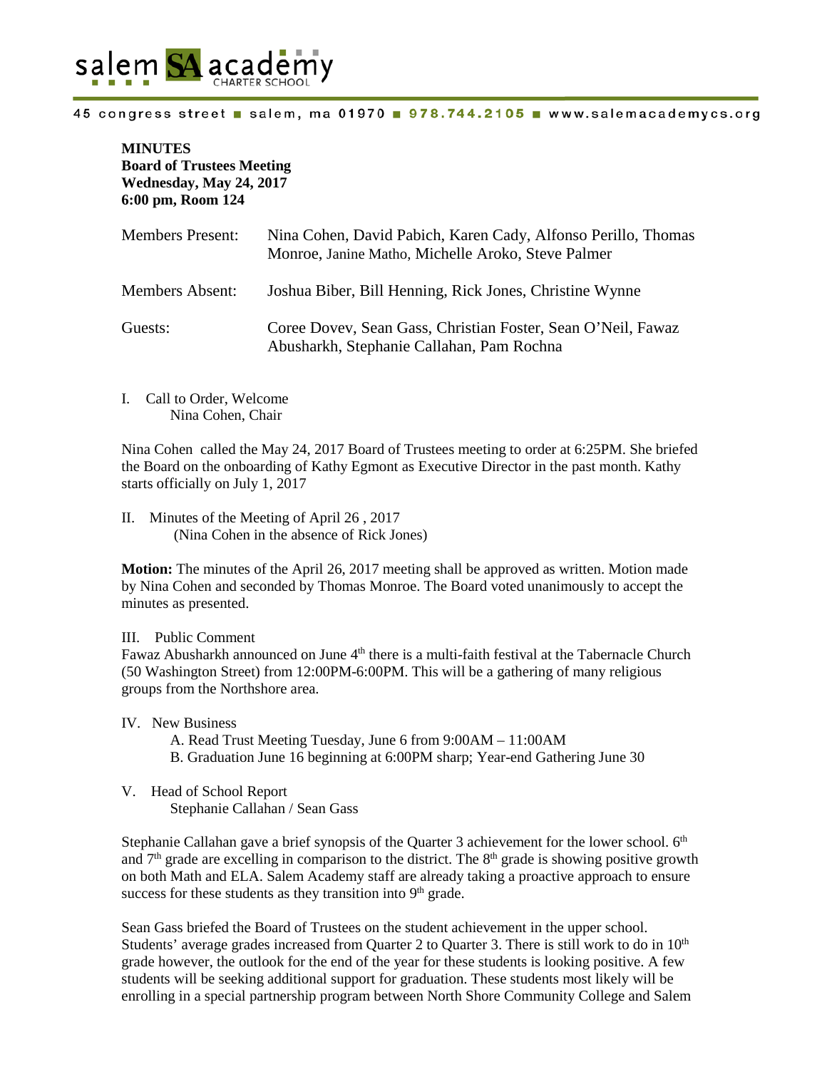salem SA academy CHARTER SCHOOL

45 congress street ■ salem, ma 01970 ■ 978.744.2105 ■ www.salemacademycs.org

**MINUTES**
**Board of Trustees Meeting**
**Wednesday, May 24, 2017**
**6:00 pm, Room 124**

| | |
|---|---|
| Members Present: | Nina Cohen, David Pabich, Karen Cady, Alfonso Perillo, Thomas Monroe, Janine Matho, Michelle Aroko, Steve Palmer |
| Members Absent: | Joshua Biber, Bill Henning, Rick Jones, Christine Wynne |
| Guests: | Coree Dovev, Sean Gass, Christian Foster, Sean O'Neil, Fawaz Abusharkh, Stephanie Callahan, Pam Rochna |

I. Call to Order, Welcome
Nina Cohen, Chair

Nina Cohen called the May 24, 2017 Board of Trustees meeting to order at 6:25PM. She briefed the Board on the onboarding of Kathy Egmont as Executive Director in the past month. Kathy starts officially on July 1, 2017

II. Minutes of the Meeting of April 26 , 2017
(Nina Cohen in the absence of Rick Jones)

**Motion:** The minutes of the April 26, 2017 meeting shall be approved as written. Motion made by Nina Cohen and seconded by Thomas Monroe. The Board voted unanimously to accept the minutes as presented.

III. Public Comment
Fawaz Abusharkh announced on June 4th there is a multi-faith festival at the Tabernacle Church (50 Washington Street) from 12:00PM-6:00PM. This will be a gathering of many religious groups from the Northshore area.

IV. New Business
A. Read Trust Meeting Tuesday, June 6 from 9:00AM – 11:00AM
B. Graduation June 16 beginning at 6:00PM sharp; Year-end Gathering June 30

V. Head of School Report
Stephanie Callahan / Sean Gass

Stephanie Callahan gave a brief synopsis of the Quarter 3 achievement for the lower school. 6th and 7th grade are excelling in comparison to the district. The 8th grade is showing positive growth on both Math and ELA. Salem Academy staff are already taking a proactive approach to ensure success for these students as they transition into 9th grade.

Sean Gass briefed the Board of Trustees on the student achievement in the upper school. Students' average grades increased from Quarter 2 to Quarter 3. There is still work to do in 10th grade however, the outlook for the end of the year for these students is looking positive. A few students will be seeking additional support for graduation. These students most likely will be enrolling in a special partnership program between North Shore Community College and Salem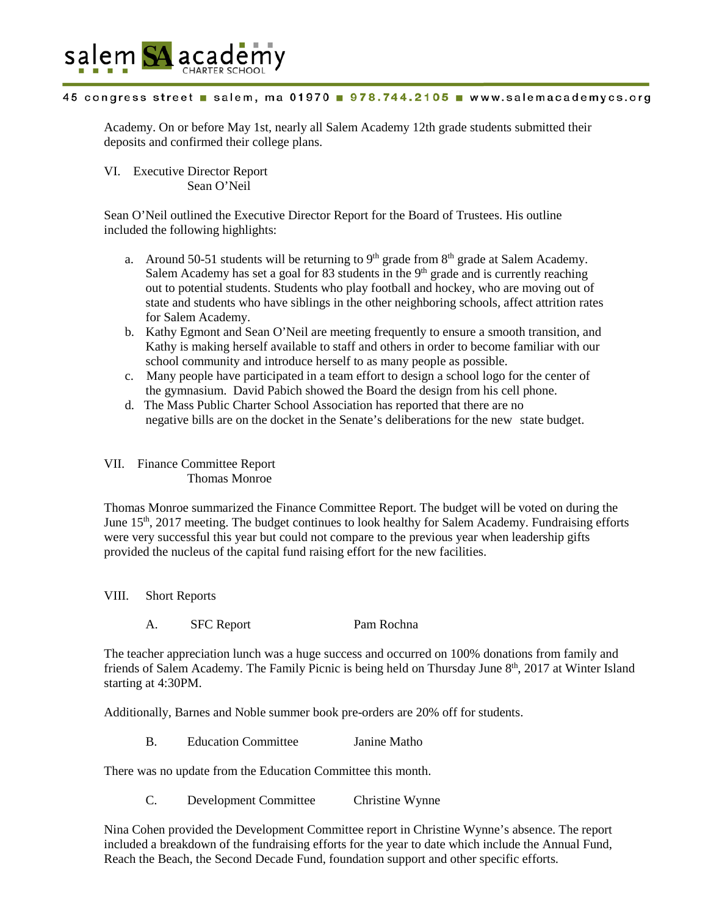Academy. On or before May 1st, nearly all Salem Academy 12th grade students submitted their deposits and confirmed their college plans.

VI. Executive Director Report
Sean O'Neil

Sean O'Neil outlined the Executive Director Report for the Board of Trustees. His outline included the following highlights:

a. Around 50-51 students will be returning to 9th grade from 8th grade at Salem Academy. Salem Academy has set a goal for 83 students in the 9th grade and is currently reaching out to potential students. Students who play football and hockey, who are moving out of state and students who have siblings in the other neighboring schools, affect attrition rates for Salem Academy.
b. Kathy Egmont and Sean O'Neil are meeting frequently to ensure a smooth transition, and Kathy is making herself available to staff and others in order to become familiar with our school community and introduce herself to as many people as possible.
c. Many people have participated in a team effort to design a school logo for the center of the gymnasium. David Pabich showed the Board the design from his cell phone.
d. The Mass Public Charter School Association has reported that there are no negative bills are on the docket in the Senate's deliberations for the new state budget.

VII. Finance Committee Report
Thomas Monroe

Thomas Monroe summarized the Finance Committee Report. The budget will be voted on during the June 15th, 2017 meeting. The budget continues to look healthy for Salem Academy. Fundraising efforts were very successful this year but could not compare to the previous year when leadership gifts provided the nucleus of the capital fund raising effort for the new facilities.

VIII. Short Reports

A. SFC Report — Pam Rochna

The teacher appreciation lunch was a huge success and occurred on 100% donations from family and friends of Salem Academy. The Family Picnic is being held on Thursday June 8th, 2017 at Winter Island starting at 4:30PM.

Additionally, Barnes and Noble summer book pre-orders are 20% off for students.

B. Education Committee — Janine Matho

There was no update from the Education Committee this month.

C. Development Committee — Christine Wynne

Nina Cohen provided the Development Committee report in Christine Wynne's absence. The report included a breakdown of the fundraising efforts for the year to date which include the Annual Fund, Reach the Beach, the Second Decade Fund, foundation support and other specific efforts.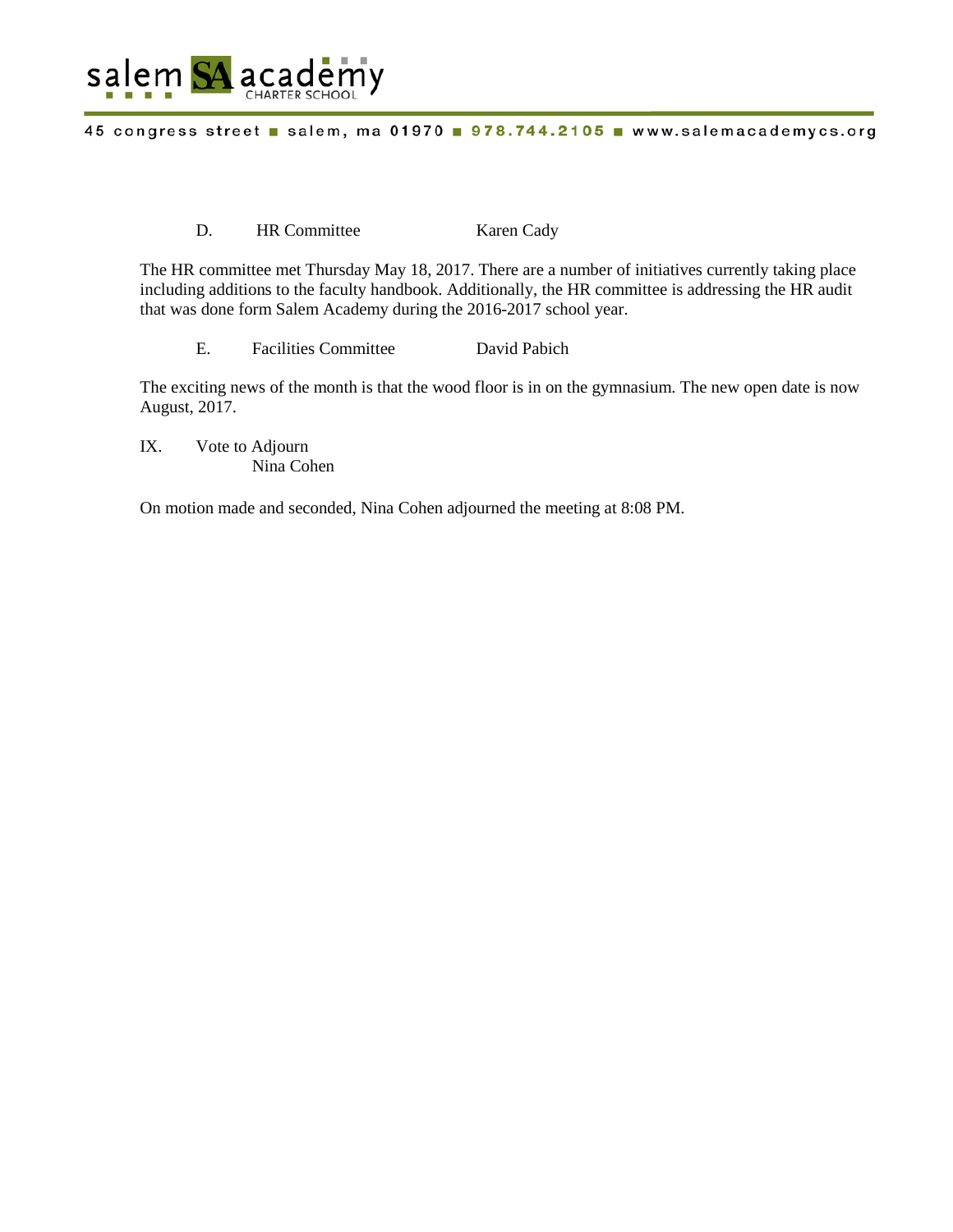D. HR Committee Karen Cady

The HR committee met Thursday May 18, 2017. There are a number of initiatives currently taking place including additions to the faculty handbook. Additionally, the HR committee is addressing the HR audit that was done form Salem Academy during the 2016-2017 school year.

E. Facilities Committee David Pabich

The exciting news of the month is that the wood floor is in on the gymnasium. The new open date is now August, 2017.

IX. Vote to Adjourn
Nina Cohen

On motion made and seconded, Nina Cohen adjourned the meeting at 8:08 PM.